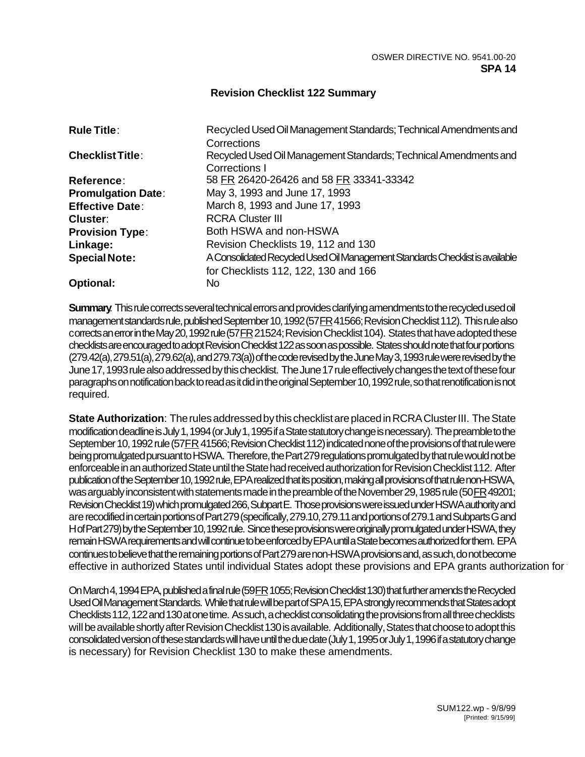OSWER DIRECTIVE NO. 9541.00-20
**SPA 14**

## Revision Checklist 122 Summary

| | |
|---|---|
| **Rule Title**: | Recycled Used Oil Management Standards; Technical Amendments and Corrections |
| **Checklist Title**: | Recycled Used Oil Management Standards; Technical Amendments and Corrections I |
| **Reference**: | 58 FR 26420-26426 and 58 FR 33341-33342 |
| **Promulgation Date**: | May 3, 1993 and June 17, 1993 |
| **Effective Date**: | March 8, 1993 and June 17, 1993 |
| **Cluster**: | RCRA Cluster III |
| **Provision Type**: | Both HSWA and non-HSWA |
| **Linkage:** | Revision Checklists 19, 112 and 130 |
| **Special Note:** | A Consolidated Recycled Used Oil Management Standards Checklist is available for Checklists 112, 122, 130 and 166 |
| **Optional:** | No |

**Summary**: This rule corrects several technical errors and provides clarifying amendments to the recycled used oil management standards rule, published September 10, 1992 (57 FR 41566; Revision Checklist 112). This rule also corrects an error in the May 20, 1992 rule (57 FR 21524; Revision Checklist 104). States that have adopted these checklists are encouraged to adopt Revision Checklist 122 as soon as possible. States should note that four portions (279.42(a), 279.51(a), 279.62(a), and 279.73(a)) of the code revised by the June May 3, 1993 rule were revised by the June 17, 1993 rule also addressed by this checklist. The June 17 rule effectively changes the text of these four paragraphs on notification back to read as it did in the original September 10, 1992 rule, so that renotification is not required.

**State Authorization**: The rules addressed by this checklist are placed in RCRA Cluster III. The State modification deadline is July 1, 1994 (or July 1, 1995 if a State statutory change is necessary). The preamble to the September 10, 1992 rule (57 FR 41566; Revision Checklist 112) indicated none of the provisions of that rule were being promulgated pursuant to HSWA. Therefore, the Part 279 regulations promulgated by that rule would not be enforceable in an authorized State until the State had received authorization for Revision Checklist 112. After publication of the September 10, 1992 rule, EPA realized that its position, making all provisions of that rule non-HSWA, was arguably inconsistent with statements made in the preamble of the November 29, 1985 rule (50 FR 49201; Revision Checklist 19) which promulgated 266, Subpart E. Those provisions were issued under HSWA authority and are recodified in certain portions of Part 279 (specifically, 279.10, 279.11 and portions of 279.1 and Subparts G and H of Part 279) by the September 10, 1992 rule. Since these provisions were originally promulgated under HSWA, they remain HSWA requirements and will continue to be enforced by EPA until a State becomes authorized for them. EPA continues to believe that the remaining portions of Part 279 are non-HSWA provisions and, as such, do not become effective in authorized States until individual States adopt these provisions and EPA grants authorization for

On March 4, 1994 EPA, published a final rule (59 FR 1055; Revision Checklist 130) that further amends the Recycled Used Oil Management Standards. While that rule will be part of SPA 15, EPA strongly recommends that States adopt Checklists 112, 122 and 130 at one time. As such, a checklist consolidating the provisions from all three checklists will be available shortly after Revision Checklist 130 is available. Additionally, States that choose to adopt this consolidated version of these standards will have until the due date (July 1, 1995 or July 1, 1996 if a statutory change is necessary) for Revision Checklist 130 to make these amendments.

SUM122.wp - 9/8/99
[Printed: 9/15/99]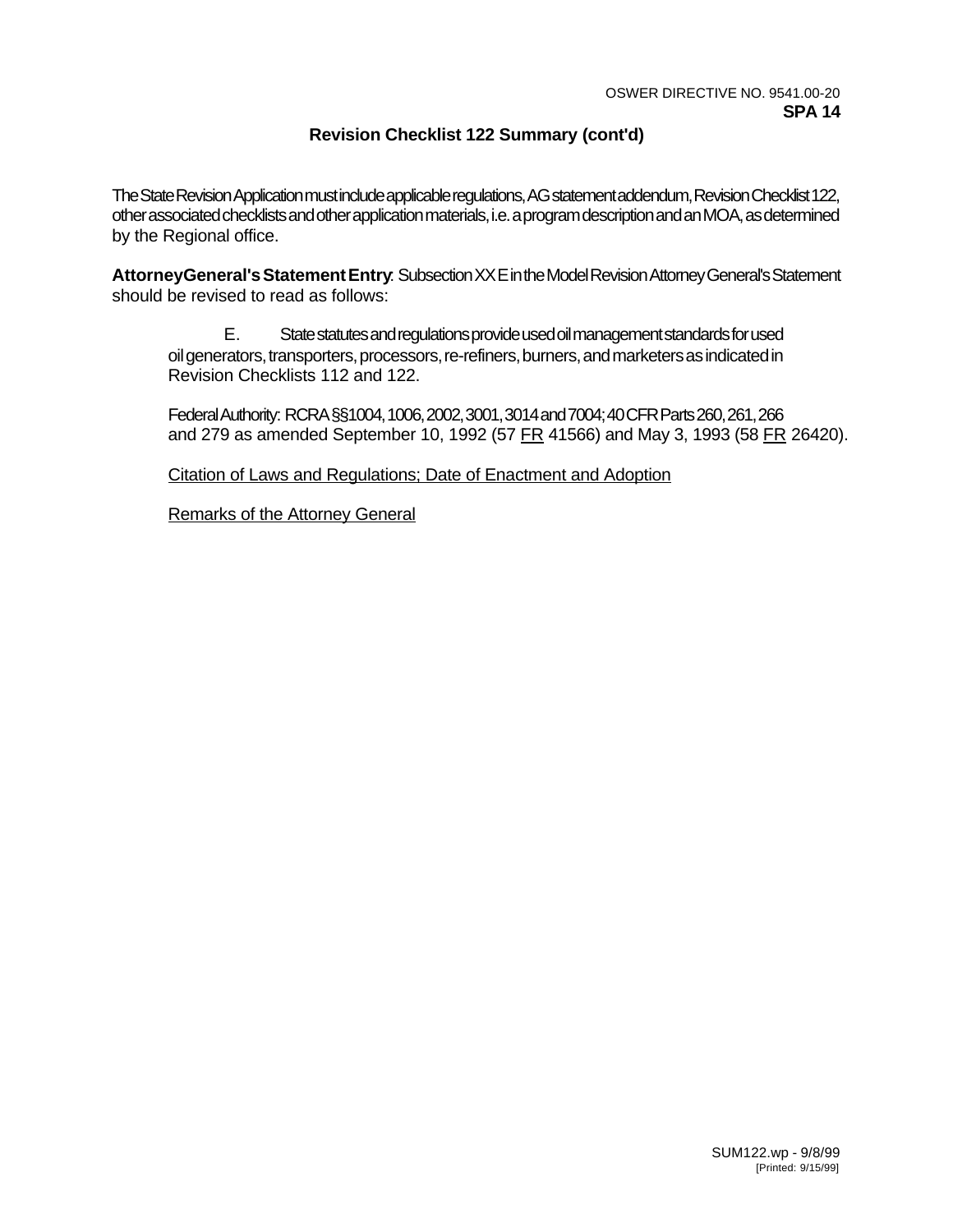## Revision Checklist 122 Summary (cont'd)

The State Revision Application must include applicable regulations, AG statement addendum, Revision Checklist 122, other associated checklists and other application materials, i.e. a program description and an MOA, as determined by the Regional office.

**Attorney General's Statement Entry**: Subsection XX E in the Model Revision Attorney General's Statement should be revised to read as follows:

> E. State statutes and regulations provide used oil management standards for used oil generators, transporters, processors, re-refiners, burners, and marketers as indicated in Revision Checklists 112 and 122.
>
> Federal Authority: RCRA §§1004, 1006, 2002, 3001, 3014 and 7004; 40 CFR Parts 260, 261, 266 and 279 as amended September 10, 1992 (57 FR 41566) and May 3, 1993 (58 FR 26420).
>
> Citation of Laws and Regulations; Date of Enactment and Adoption
>
> Remarks of the Attorney General